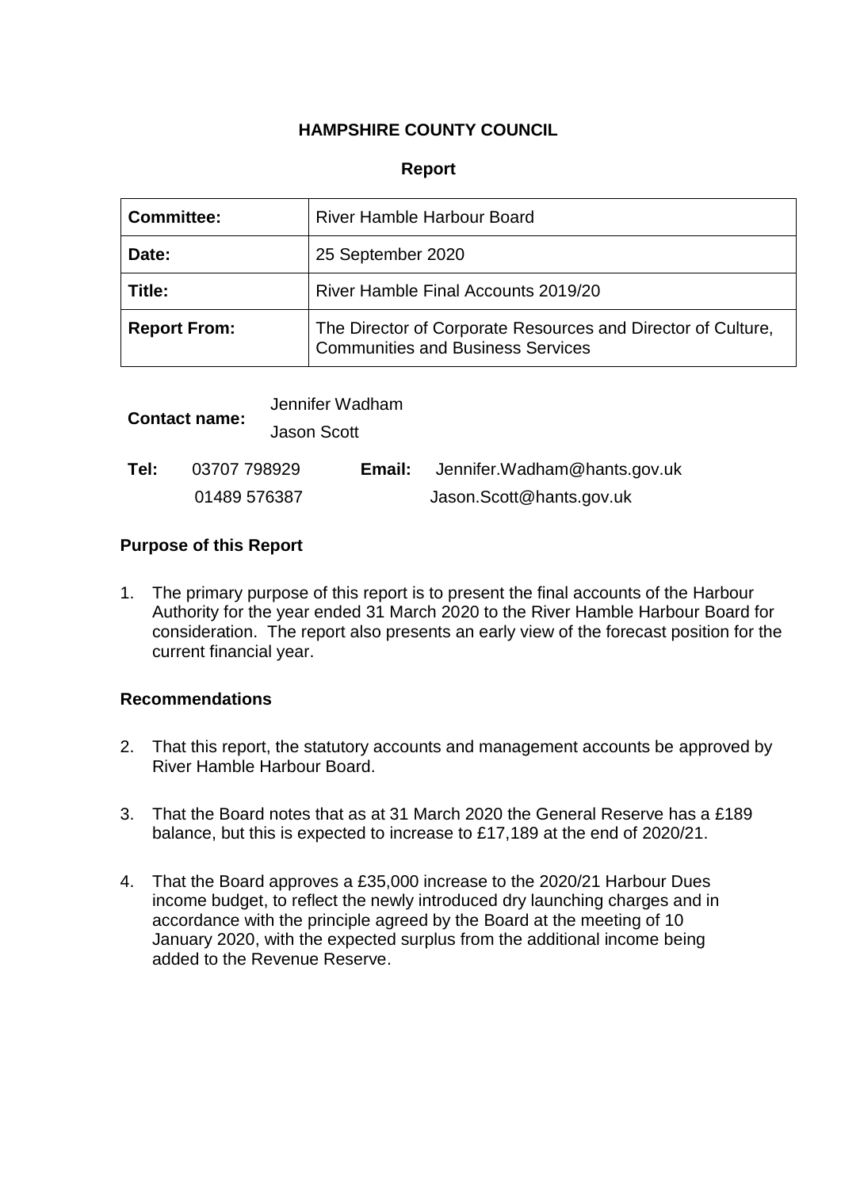**HAMPSHIRE COUNTY COUNCIL**

**Report**

| **Committee:** | River Hamble Harbour Board |
|---|---|
| **Date:** | 25 September 2020 |
| **Title:** | River Hamble Final Accounts 2019/20 |
| **Report From:** | The Director of Corporate Resources and Director of Culture, Communities and Business Services |

**Contact name:** Jennifer Wadham
Jason Scott

**Tel:** 03707 798929 **Email:** Jennifer.Wadham@hants.gov.uk
01489 576387 Jason.Scott@hants.gov.uk

## Purpose of this Report

1. The primary purpose of this report is to present the final accounts of the Harbour Authority for the year ended 31 March 2020 to the River Hamble Harbour Board for consideration. The report also presents an early view of the forecast position for the current financial year.

## Recommendations

2. That this report, the statutory accounts and management accounts be approved by River Hamble Harbour Board.

3. That the Board notes that as at 31 March 2020 the General Reserve has a £189 balance, but this is expected to increase to £17,189 at the end of 2020/21.

4. That the Board approves a £35,000 increase to the 2020/21 Harbour Dues income budget, to reflect the newly introduced dry launching charges and in accordance with the principle agreed by the Board at the meeting of 10 January 2020, with the expected surplus from the additional income being added to the Revenue Reserve.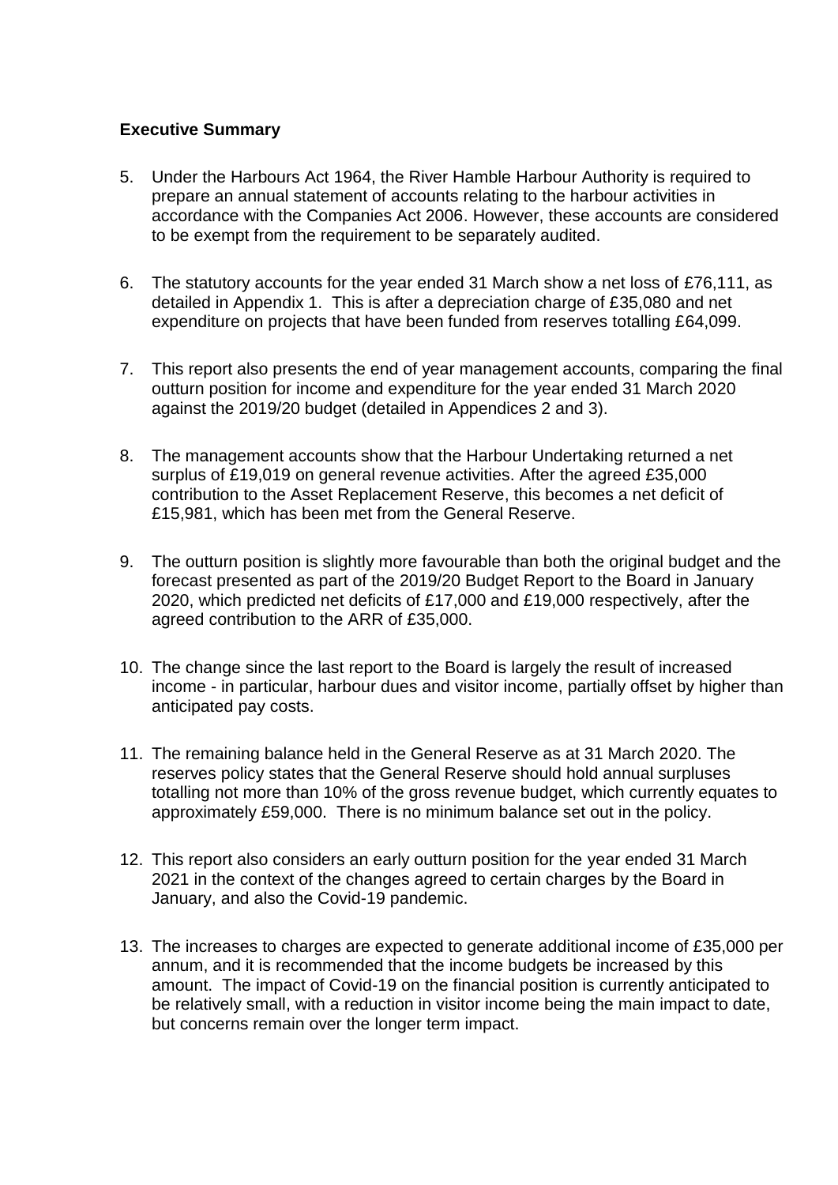**Executive Summary**

5. Under the Harbours Act 1964, the River Hamble Harbour Authority is required to prepare an annual statement of accounts relating to the harbour activities in accordance with the Companies Act 2006. However, these accounts are considered to be exempt from the requirement to be separately audited.

6. The statutory accounts for the year ended 31 March show a net loss of £76,111, as detailed in Appendix 1. This is after a depreciation charge of £35,080 and net expenditure on projects that have been funded from reserves totalling £64,099.

7. This report also presents the end of year management accounts, comparing the final outturn position for income and expenditure for the year ended 31 March 2020 against the 2019/20 budget (detailed in Appendices 2 and 3).

8. The management accounts show that the Harbour Undertaking returned a net surplus of £19,019 on general revenue activities. After the agreed £35,000 contribution to the Asset Replacement Reserve, this becomes a net deficit of £15,981, which has been met from the General Reserve.

9. The outturn position is slightly more favourable than both the original budget and the forecast presented as part of the 2019/20 Budget Report to the Board in January 2020, which predicted net deficits of £17,000 and £19,000 respectively, after the agreed contribution to the ARR of £35,000.

10. The change since the last report to the Board is largely the result of increased income - in particular, harbour dues and visitor income, partially offset by higher than anticipated pay costs.

11. The remaining balance held in the General Reserve as at 31 March 2020. The reserves policy states that the General Reserve should hold annual surpluses totalling not more than 10% of the gross revenue budget, which currently equates to approximately £59,000. There is no minimum balance set out in the policy.

12. This report also considers an early outturn position for the year ended 31 March 2021 in the context of the changes agreed to certain charges by the Board in January, and also the Covid-19 pandemic.

13. The increases to charges are expected to generate additional income of £35,000 per annum, and it is recommended that the income budgets be increased by this amount. The impact of Covid-19 on the financial position is currently anticipated to be relatively small, with a reduction in visitor income being the main impact to date, but concerns remain over the longer term impact.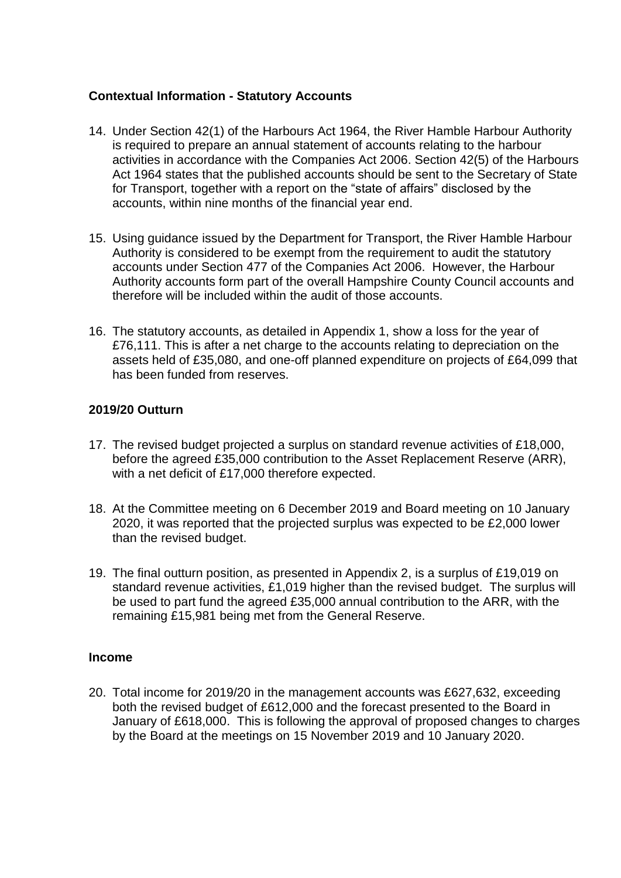**Contextual Information - Statutory Accounts**

14. Under Section 42(1) of the Harbours Act 1964, the River Hamble Harbour Authority is required to prepare an annual statement of accounts relating to the harbour activities in accordance with the Companies Act 2006. Section 42(5) of the Harbours Act 1964 states that the published accounts should be sent to the Secretary of State for Transport, together with a report on the "state of affairs" disclosed by the accounts, within nine months of the financial year end.

15. Using guidance issued by the Department for Transport, the River Hamble Harbour Authority is considered to be exempt from the requirement to audit the statutory accounts under Section 477 of the Companies Act 2006. However, the Harbour Authority accounts form part of the overall Hampshire County Council accounts and therefore will be included within the audit of those accounts.

16. The statutory accounts, as detailed in Appendix 1, show a loss for the year of £76,111. This is after a net charge to the accounts relating to depreciation on the assets held of £35,080, and one-off planned expenditure on projects of £64,099 that has been funded from reserves.

**2019/20 Outturn**

17. The revised budget projected a surplus on standard revenue activities of £18,000, before the agreed £35,000 contribution to the Asset Replacement Reserve (ARR), with a net deficit of £17,000 therefore expected.

18. At the Committee meeting on 6 December 2019 and Board meeting on 10 January 2020, it was reported that the projected surplus was expected to be £2,000 lower than the revised budget.

19. The final outturn position, as presented in Appendix 2, is a surplus of £19,019 on standard revenue activities, £1,019 higher than the revised budget. The surplus will be used to part fund the agreed £35,000 annual contribution to the ARR, with the remaining £15,981 being met from the General Reserve.

**Income**

20. Total income for 2019/20 in the management accounts was £627,632, exceeding both the revised budget of £612,000 and the forecast presented to the Board in January of £618,000. This is following the approval of proposed changes to charges by the Board at the meetings on 15 November 2019 and 10 January 2020.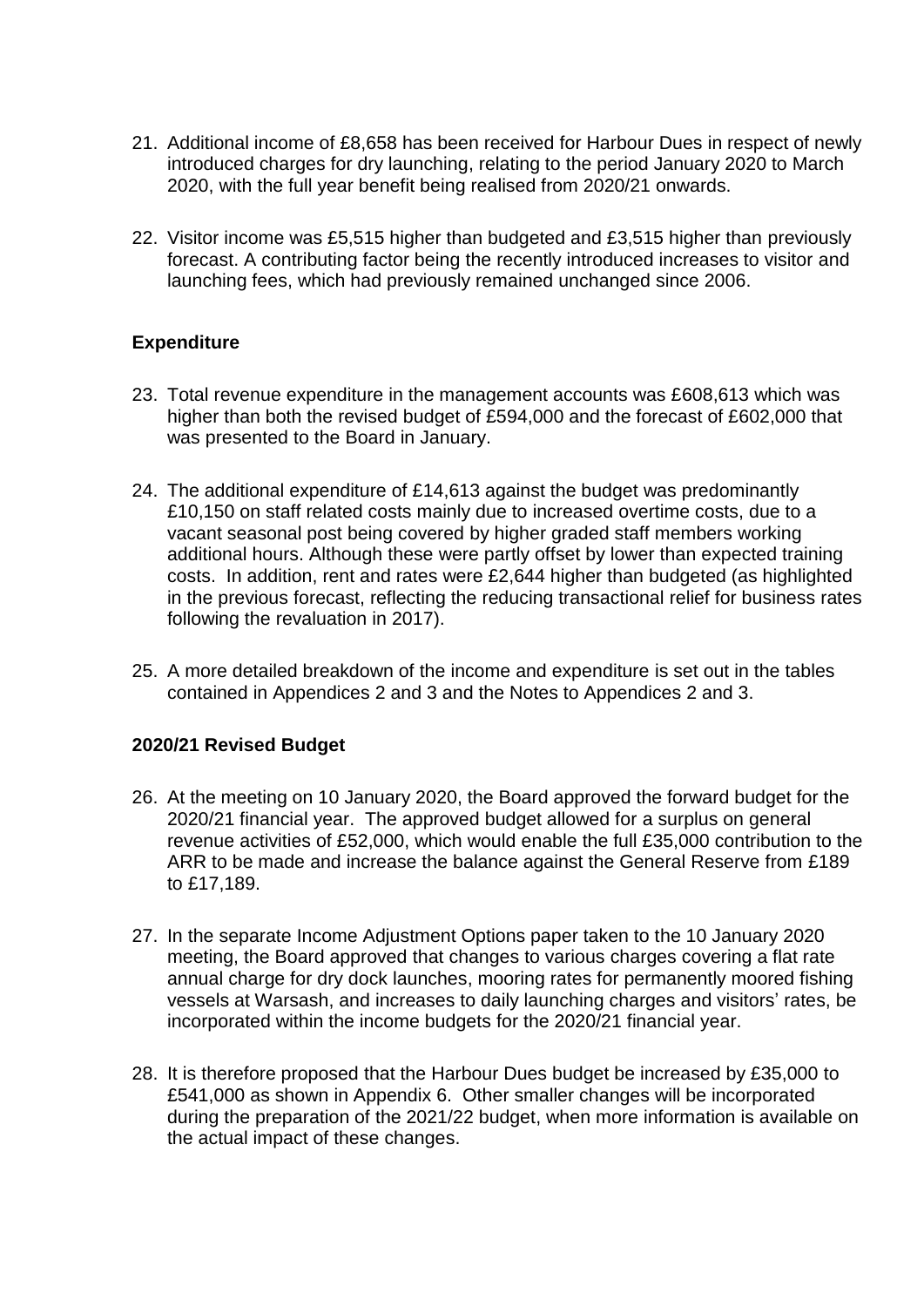21. Additional income of £8,658 has been received for Harbour Dues in respect of newly introduced charges for dry launching, relating to the period January 2020 to March 2020, with the full year benefit being realised from 2020/21 onwards.

22. Visitor income was £5,515 higher than budgeted and £3,515 higher than previously forecast. A contributing factor being the recently introduced increases to visitor and launching fees, which had previously remained unchanged since 2006.

### Expenditure

23. Total revenue expenditure in the management accounts was £608,613 which was higher than both the revised budget of £594,000 and the forecast of £602,000 that was presented to the Board in January.

24. The additional expenditure of £14,613 against the budget was predominantly £10,150 on staff related costs mainly due to increased overtime costs, due to a vacant seasonal post being covered by higher graded staff members working additional hours. Although these were partly offset by lower than expected training costs. In addition, rent and rates were £2,644 higher than budgeted (as highlighted in the previous forecast, reflecting the reducing transactional relief for business rates following the revaluation in 2017).

25. A more detailed breakdown of the income and expenditure is set out in the tables contained in Appendices 2 and 3 and the Notes to Appendices 2 and 3.

### 2020/21 Revised Budget

26. At the meeting on 10 January 2020, the Board approved the forward budget for the 2020/21 financial year. The approved budget allowed for a surplus on general revenue activities of £52,000, which would enable the full £35,000 contribution to the ARR to be made and increase the balance against the General Reserve from £189 to £17,189.

27. In the separate Income Adjustment Options paper taken to the 10 January 2020 meeting, the Board approved that changes to various charges covering a flat rate annual charge for dry dock launches, mooring rates for permanently moored fishing vessels at Warsash, and increases to daily launching charges and visitors' rates, be incorporated within the income budgets for the 2020/21 financial year.

28. It is therefore proposed that the Harbour Dues budget be increased by £35,000 to £541,000 as shown in Appendix 6. Other smaller changes will be incorporated during the preparation of the 2021/22 budget, when more information is available on the actual impact of these changes.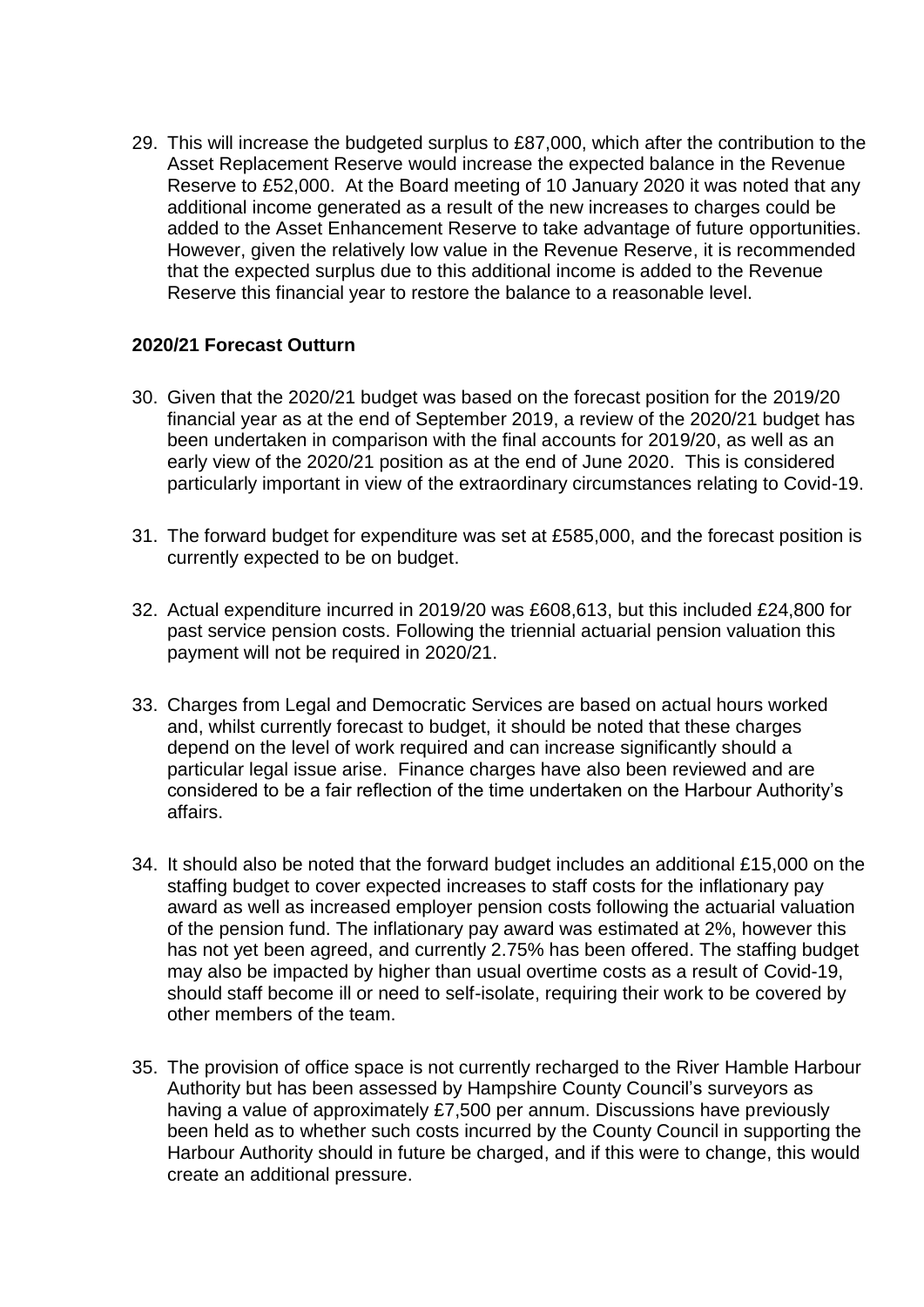29. This will increase the budgeted surplus to £87,000, which after the contribution to the Asset Replacement Reserve would increase the expected balance in the Revenue Reserve to £52,000. At the Board meeting of 10 January 2020 it was noted that any additional income generated as a result of the new increases to charges could be added to the Asset Enhancement Reserve to take advantage of future opportunities. However, given the relatively low value in the Revenue Reserve, it is recommended that the expected surplus due to this additional income is added to the Revenue Reserve this financial year to restore the balance to a reasonable level.

**2020/21 Forecast Outturn**

30. Given that the 2020/21 budget was based on the forecast position for the 2019/20 financial year as at the end of September 2019, a review of the 2020/21 budget has been undertaken in comparison with the final accounts for 2019/20, as well as an early view of the 2020/21 position as at the end of June 2020. This is considered particularly important in view of the extraordinary circumstances relating to Covid-19.

31. The forward budget for expenditure was set at £585,000, and the forecast position is currently expected to be on budget.

32. Actual expenditure incurred in 2019/20 was £608,613, but this included £24,800 for past service pension costs. Following the triennial actuarial pension valuation this payment will not be required in 2020/21.

33. Charges from Legal and Democratic Services are based on actual hours worked and, whilst currently forecast to budget, it should be noted that these charges depend on the level of work required and can increase significantly should a particular legal issue arise. Finance charges have also been reviewed and are considered to be a fair reflection of the time undertaken on the Harbour Authority's affairs.

34. It should also be noted that the forward budget includes an additional £15,000 on the staffing budget to cover expected increases to staff costs for the inflationary pay award as well as increased employer pension costs following the actuarial valuation of the pension fund. The inflationary pay award was estimated at 2%, however this has not yet been agreed, and currently 2.75% has been offered. The staffing budget may also be impacted by higher than usual overtime costs as a result of Covid-19, should staff become ill or need to self-isolate, requiring their work to be covered by other members of the team.

35. The provision of office space is not currently recharged to the River Hamble Harbour Authority but has been assessed by Hampshire County Council's surveyors as having a value of approximately £7,500 per annum. Discussions have previously been held as to whether such costs incurred by the County Council in supporting the Harbour Authority should in future be charged, and if this were to change, this would create an additional pressure.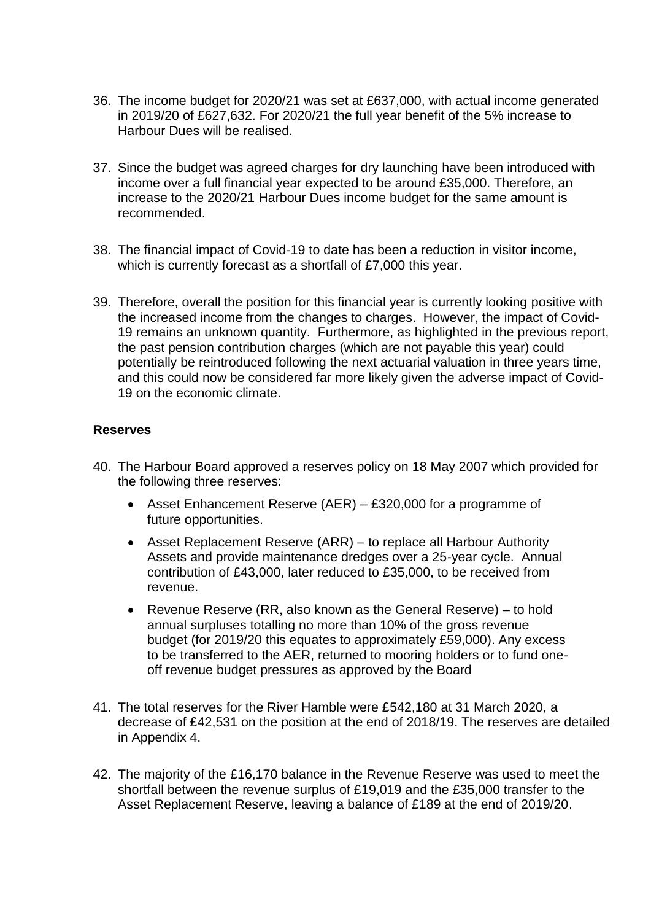36. The income budget for 2020/21 was set at £637,000, with actual income generated in 2019/20 of £627,632. For 2020/21 the full year benefit of the 5% increase to Harbour Dues will be realised.

37. Since the budget was agreed charges for dry launching have been introduced with income over a full financial year expected to be around £35,000. Therefore, an increase to the 2020/21 Harbour Dues income budget for the same amount is recommended.

38. The financial impact of Covid-19 to date has been a reduction in visitor income, which is currently forecast as a shortfall of £7,000 this year.

39. Therefore, overall the position for this financial year is currently looking positive with the increased income from the changes to charges. However, the impact of Covid-19 remains an unknown quantity. Furthermore, as highlighted in the previous report, the past pension contribution charges (which are not payable this year) could potentially be reintroduced following the next actuarial valuation in three years time, and this could now be considered far more likely given the adverse impact of Covid-19 on the economic climate.

**Reserves**

40. The Harbour Board approved a reserves policy on 18 May 2007 which provided for the following three reserves:

    - Asset Enhancement Reserve (AER) – £320,000 for a programme of future opportunities.
    - Asset Replacement Reserve (ARR) – to replace all Harbour Authority Assets and provide maintenance dredges over a 25-year cycle. Annual contribution of £43,000, later reduced to £35,000, to be received from revenue.
    - Revenue Reserve (RR, also known as the General Reserve) – to hold annual surpluses totalling no more than 10% of the gross revenue budget (for 2019/20 this equates to approximately £59,000). Any excess to be transferred to the AER, returned to mooring holders or to fund one-off revenue budget pressures as approved by the Board

41. The total reserves for the River Hamble were £542,180 at 31 March 2020, a decrease of £42,531 on the position at the end of 2018/19. The reserves are detailed in Appendix 4.

42. The majority of the £16,170 balance in the Revenue Reserve was used to meet the shortfall between the revenue surplus of £19,019 and the £35,000 transfer to the Asset Replacement Reserve, leaving a balance of £189 at the end of 2019/20.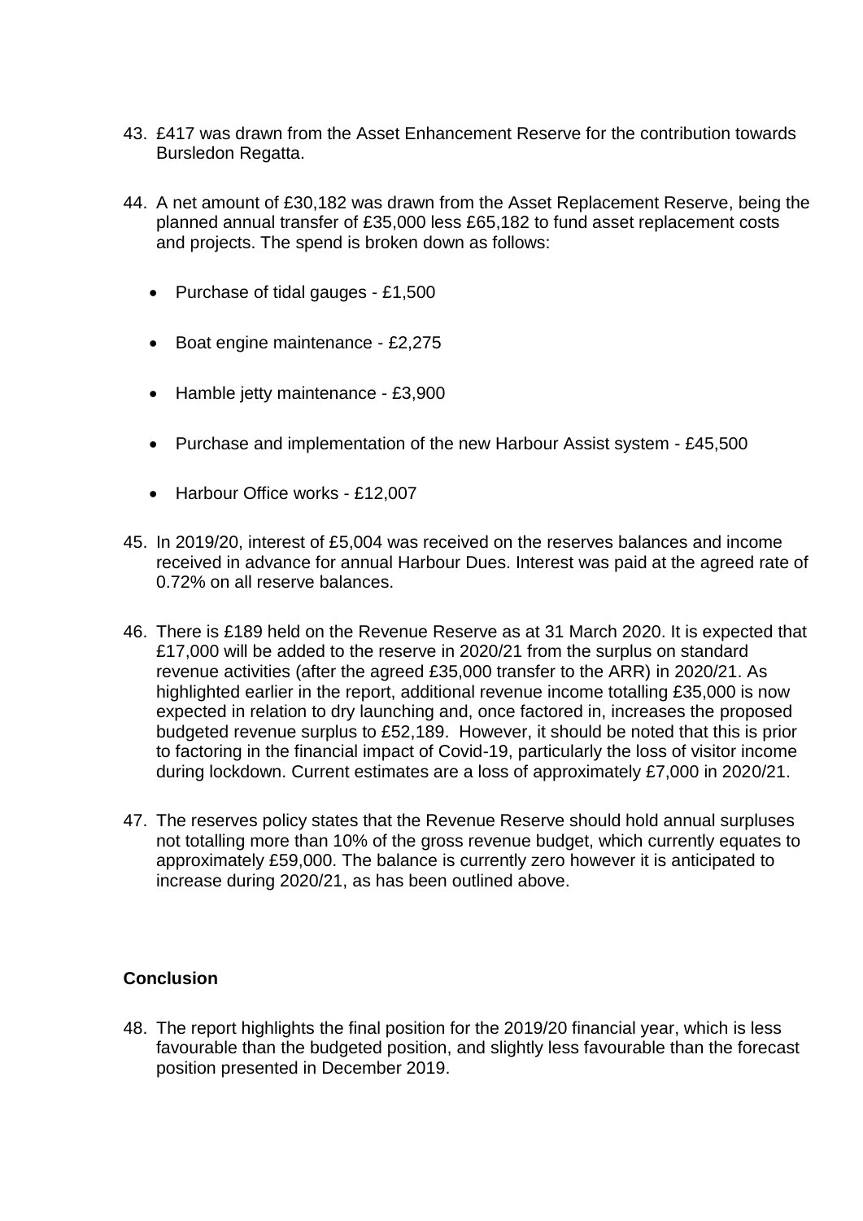43. £417 was drawn from the Asset Enhancement Reserve for the contribution towards Bursledon Regatta.

44. A net amount of £30,182 was drawn from the Asset Replacement Reserve, being the planned annual transfer of £35,000 less £65,182 to fund asset replacement costs and projects. The spend is broken down as follows:

    - Purchase of tidal gauges - £1,500
    - Boat engine maintenance - £2,275
    - Hamble jetty maintenance - £3,900
    - Purchase and implementation of the new Harbour Assist system - £45,500
    - Harbour Office works - £12,007

45. In 2019/20, interest of £5,004 was received on the reserves balances and income received in advance for annual Harbour Dues. Interest was paid at the agreed rate of 0.72% on all reserve balances.

46. There is £189 held on the Revenue Reserve as at 31 March 2020. It is expected that £17,000 will be added to the reserve in 2020/21 from the surplus on standard revenue activities (after the agreed £35,000 transfer to the ARR) in 2020/21. As highlighted earlier in the report, additional revenue income totalling £35,000 is now expected in relation to dry launching and, once factored in, increases the proposed budgeted revenue surplus to £52,189. However, it should be noted that this is prior to factoring in the financial impact of Covid-19, particularly the loss of visitor income during lockdown. Current estimates are a loss of approximately £7,000 in 2020/21.

47. The reserves policy states that the Revenue Reserve should hold annual surpluses not totalling more than 10% of the gross revenue budget, which currently equates to approximately £59,000. The balance is currently zero however it is anticipated to increase during 2020/21, as has been outlined above.

## Conclusion

48. The report highlights the final position for the 2019/20 financial year, which is less favourable than the budgeted position, and slightly less favourable than the forecast position presented in December 2019.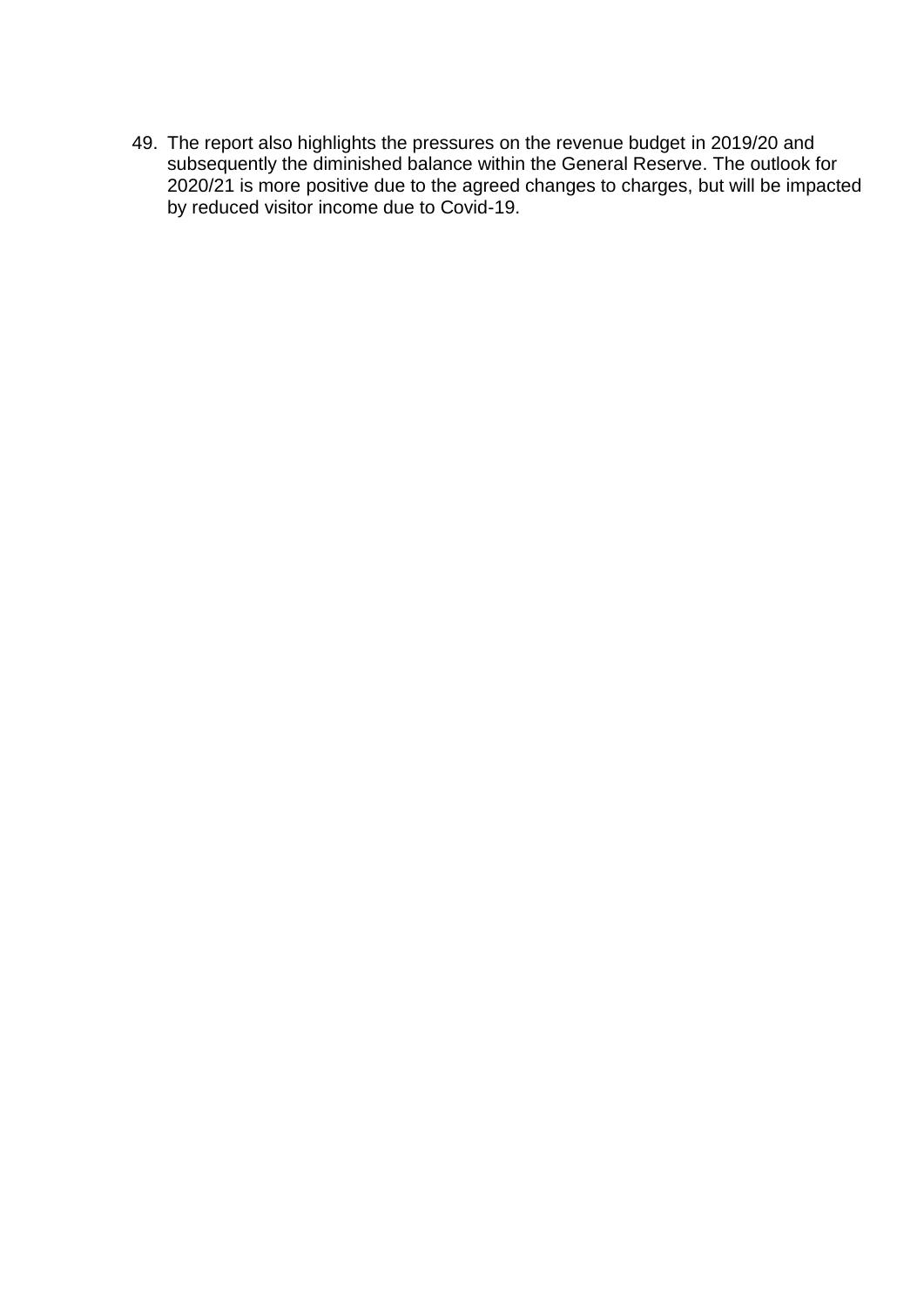49. The report also highlights the pressures on the revenue budget in 2019/20 and subsequently the diminished balance within the General Reserve. The outlook for 2020/21 is more positive due to the agreed changes to charges, but will be impacted by reduced visitor income due to Covid-19.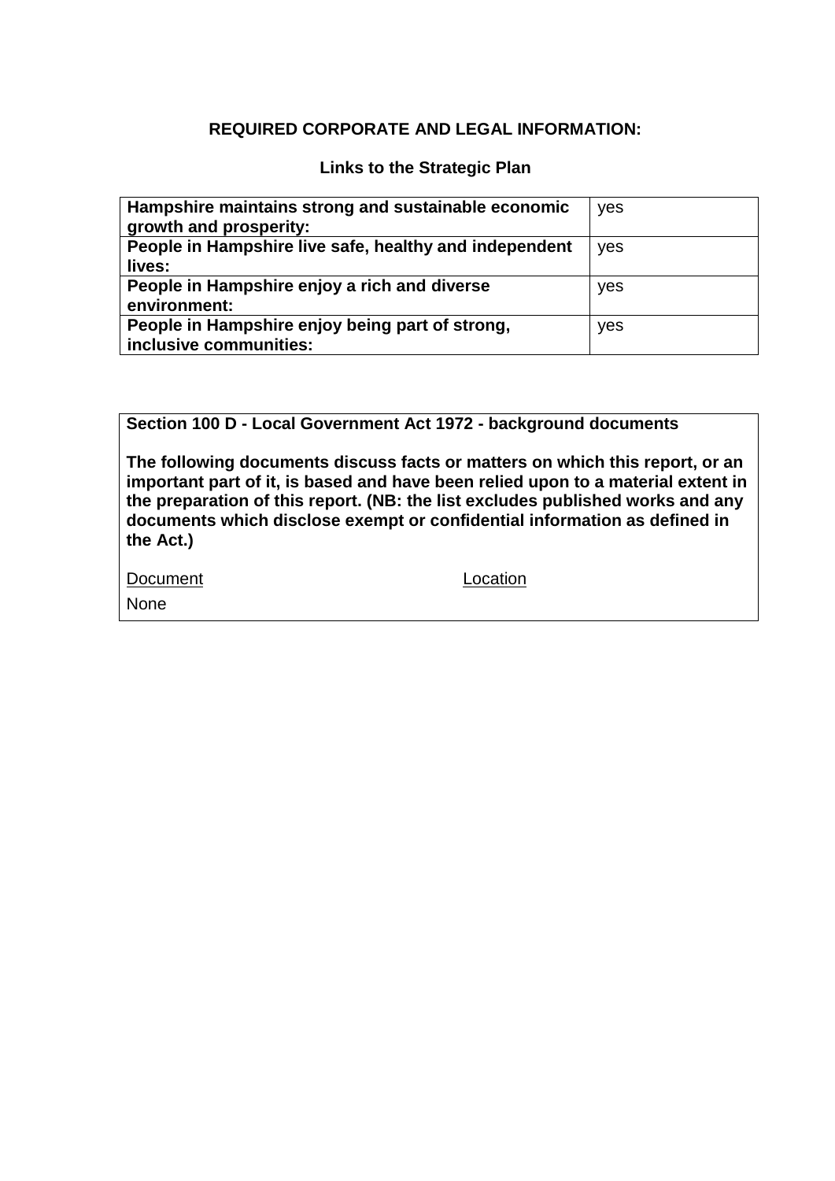## REQUIRED CORPORATE AND LEGAL INFORMATION:

### Links to the Strategic Plan

| | |
|---|---|
| **Hampshire maintains strong and sustainable economic growth and prosperity:** | yes |
| **People in Hampshire live safe, healthy and independent lives:** | yes |
| **People in Hampshire enjoy a rich and diverse environment:** | yes |
| **People in Hampshire enjoy being part of strong, inclusive communities:** | yes |

**Section 100 D - Local Government Act 1972 - background documents**

**The following documents discuss facts or matters on which this report, or an important part of it, is based and have been relied upon to a material extent in the preparation of this report. (NB: the list excludes published works and any documents which disclose exempt or confidential information as defined in the Act.)**

| Document | Location |
|---|---|
| None | |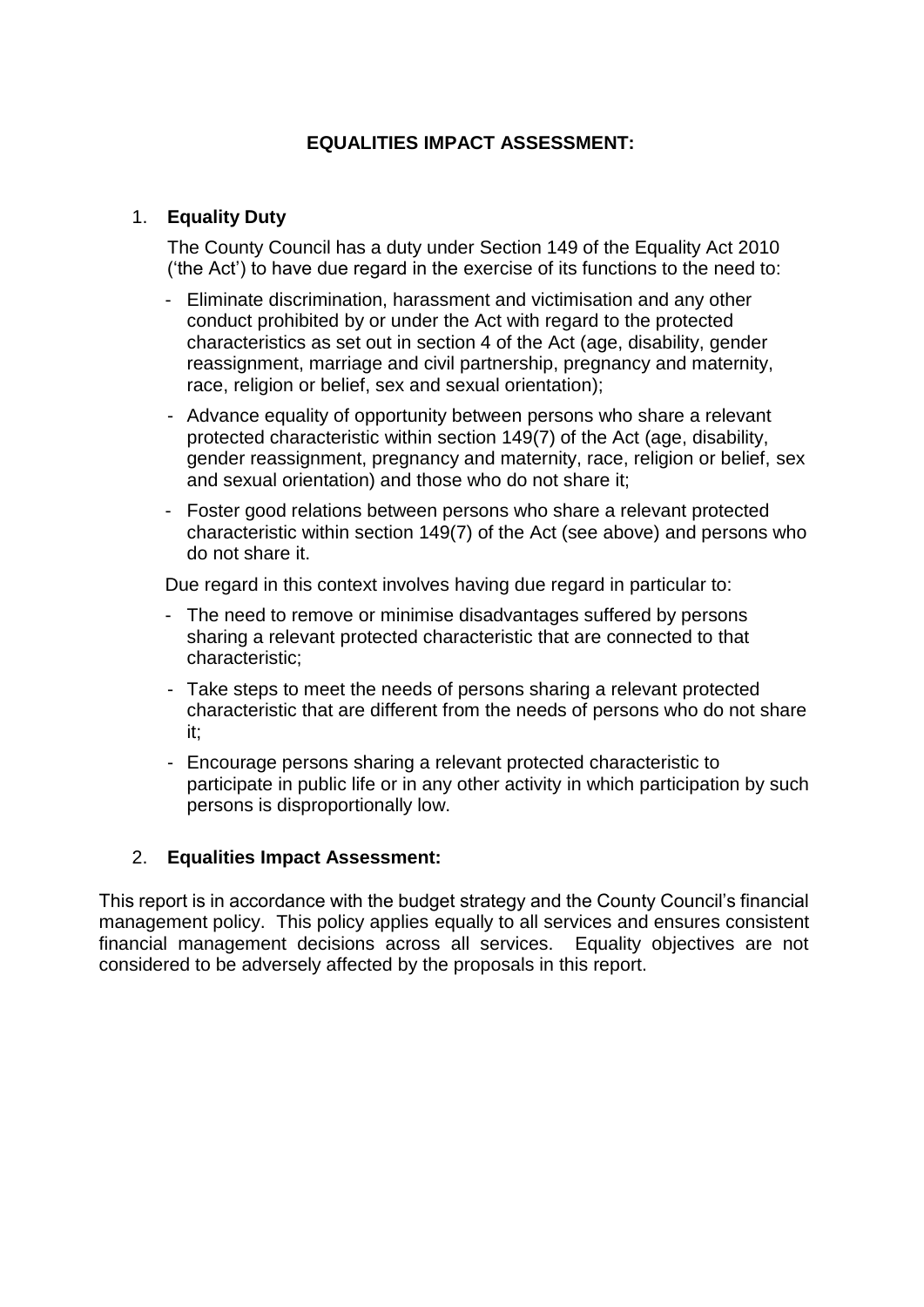## EQUALITIES IMPACT ASSESSMENT:

### 1. Equality Duty

The County Council has a duty under Section 149 of the Equality Act 2010 ('the Act') to have due regard in the exercise of its functions to the need to:

- Eliminate discrimination, harassment and victimisation and any other conduct prohibited by or under the Act with regard to the protected characteristics as set out in section 4 of the Act (age, disability, gender reassignment, marriage and civil partnership, pregnancy and maternity, race, religion or belief, sex and sexual orientation);
- Advance equality of opportunity between persons who share a relevant protected characteristic within section 149(7) of the Act (age, disability, gender reassignment, pregnancy and maternity, race, religion or belief, sex and sexual orientation) and those who do not share it;
- Foster good relations between persons who share a relevant protected characteristic within section 149(7) of the Act (see above) and persons who do not share it.

Due regard in this context involves having due regard in particular to:

- The need to remove or minimise disadvantages suffered by persons sharing a relevant protected characteristic that are connected to that characteristic;
- Take steps to meet the needs of persons sharing a relevant protected characteristic that are different from the needs of persons who do not share it;
- Encourage persons sharing a relevant protected characteristic to participate in public life or in any other activity in which participation by such persons is disproportionally low.

### 2. Equalities Impact Assessment:

This report is in accordance with the budget strategy and the County Council's financial management policy. This policy applies equally to all services and ensures consistent financial management decisions across all services. Equality objectives are not considered to be adversely affected by the proposals in this report.